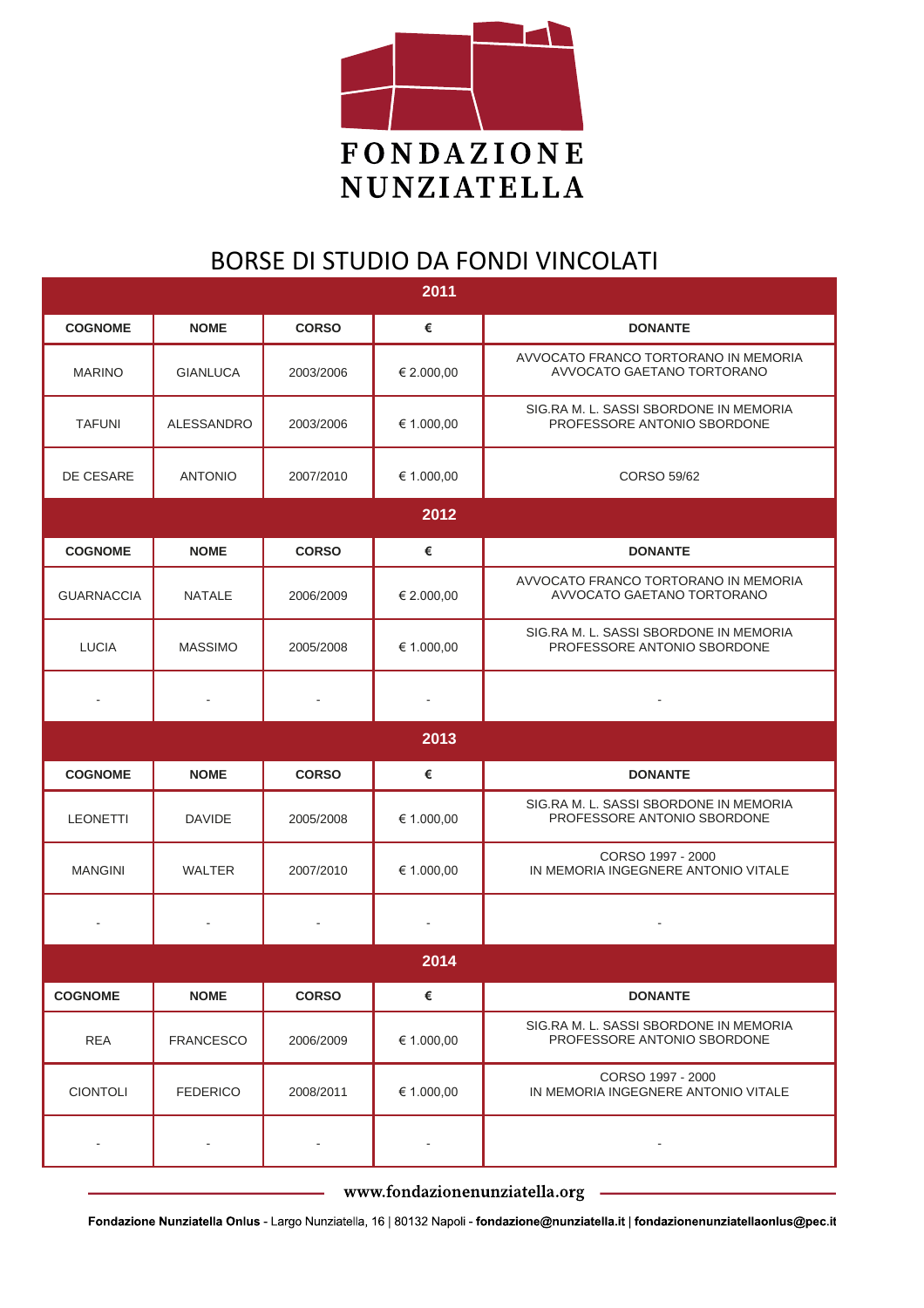FONDAZIONE NUNZIATELLA

# BORSE DI STUDIO DA FONDI VINCOLATI

| 2011 | | | | |
|---|---|---|---|---|
| **COGNOME** | **NOME** | **CORSO** | **€** | **DONANTE** |
| MARINO | GIANLUCA | 2003/2006 | € 2.000,00 | AVVOCATO FRANCO TORTORANO IN MEMORIA AVVOCATO GAETANO TORTORANO |
| TAFUNI | ALESSANDRO | 2003/2006 | € 1.000,00 | SIG.RA M. L. SASSI SBORDONE IN MEMORIA PROFESSORE ANTONIO SBORDONE |
| DE CESARE | ANTONIO | 2007/2010 | € 1.000,00 | CORSO 59/62 |
| **2012** | | | | |
| **COGNOME** | **NOME** | **CORSO** | **€** | **DONANTE** |
| GUARNACCIA | NATALE | 2006/2009 | € 2.000,00 | AVVOCATO FRANCO TORTORANO IN MEMORIA AVVOCATO GAETANO TORTORANO |
| LUCIA | MASSIMO | 2005/2008 | € 1.000,00 | SIG.RA M. L. SASSI SBORDONE IN MEMORIA PROFESSORE ANTONIO SBORDONE |
| - | - | - | - | - |
| **2013** | | | | |
| **COGNOME** | **NOME** | **CORSO** | **€** | **DONANTE** |
| LEONETTI | DAVIDE | 2005/2008 | € 1.000,00 | SIG.RA M. L. SASSI SBORDONE IN MEMORIA PROFESSORE ANTONIO SBORDONE |
| MANGINI | WALTER | 2007/2010 | € 1.000,00 | CORSO 1997 - 2000 IN MEMORIA INGEGNERE ANTONIO VITALE |
| - | - | - | - | - |
| **2014** | | | | |
| **COGNOME** | **NOME** | **CORSO** | **€** | **DONANTE** |
| REA | FRANCESCO | 2006/2009 | € 1.000,00 | SIG.RA M. L. SASSI SBORDONE IN MEMORIA PROFESSORE ANTONIO SBORDONE |
| CIONTOLI | FEDERICO | 2008/2011 | € 1.000,00 | CORSO 1997 - 2000 IN MEMORIA INGEGNERE ANTONIO VITALE |
| - | - | - | - | - |

www.fondazionenunziatella.org

**Fondazione Nunziatella Onlus** - Largo Nunziatella, 16 | 80132 Napoli - **fondazione@nunziatella.it** | **fondazionenunziatellaonlus@pec.it**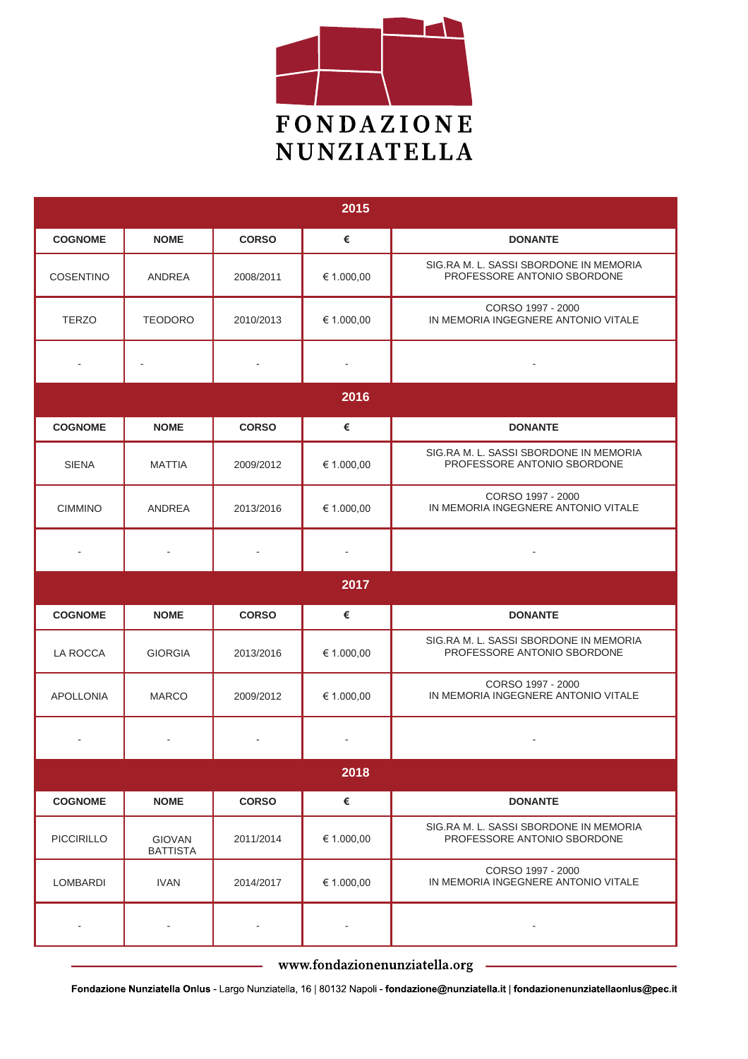# FONDAZIONE NUNZIATELLA

| 2015 | | | | |
|---|---|---|---|---|
| **COGNOME** | **NOME** | **CORSO** | **€** | **DONANTE** |
| COSENTINO | ANDREA | 2008/2011 | € 1.000,00 | SIG.RA M. L. SASSI SBORDONE IN MEMORIA PROFESSORE ANTONIO SBORDONE |
| TERZO | TEODORO | 2010/2013 | € 1.000,00 | CORSO 1997 - 2000 IN MEMORIA INGEGNERE ANTONIO VITALE |
| - | - | - | - | - |

| 2016 | | | | |
|---|---|---|---|---|
| **COGNOME** | **NOME** | **CORSO** | **€** | **DONANTE** |
| SIENA | MATTIA | 2009/2012 | € 1.000,00 | SIG.RA M. L. SASSI SBORDONE IN MEMORIA PROFESSORE ANTONIO SBORDONE |
| CIMMINO | ANDREA | 2013/2016 | € 1.000,00 | CORSO 1997 - 2000 IN MEMORIA INGEGNERE ANTONIO VITALE |
| - | - | - | - | - |

| 2017 | | | | |
|---|---|---|---|---|
| **COGNOME** | **NOME** | **CORSO** | **€** | **DONANTE** |
| LA ROCCA | GIORGIA | 2013/2016 | € 1.000,00 | SIG.RA M. L. SASSI SBORDONE IN MEMORIA PROFESSORE ANTONIO SBORDONE |
| APOLLONIA | MARCO | 2009/2012 | € 1.000,00 | CORSO 1997 - 2000 IN MEMORIA INGEGNERE ANTONIO VITALE |
| - | - | - | - | - |

| 2018 | | | | |
|---|---|---|---|---|
| **COGNOME** | **NOME** | **CORSO** | **€** | **DONANTE** |
| PICCIRILLO | GIOVAN BATTISTA | 2011/2014 | € 1.000,00 | SIG.RA M. L. SASSI SBORDONE IN MEMORIA PROFESSORE ANTONIO SBORDONE |
| LOMBARDI | IVAN | 2014/2017 | € 1.000,00 | CORSO 1997 - 2000 IN MEMORIA INGEGNERE ANTONIO VITALE |
| - | - | - | - | - |

www.fondazionenunziatella.org

**Fondazione Nunziatella Onlus** - Largo Nunziatella, 16 | 80132 Napoli - **fondazione@nunziatella.it** | **fondazionenunziatellaonlus@pec.it**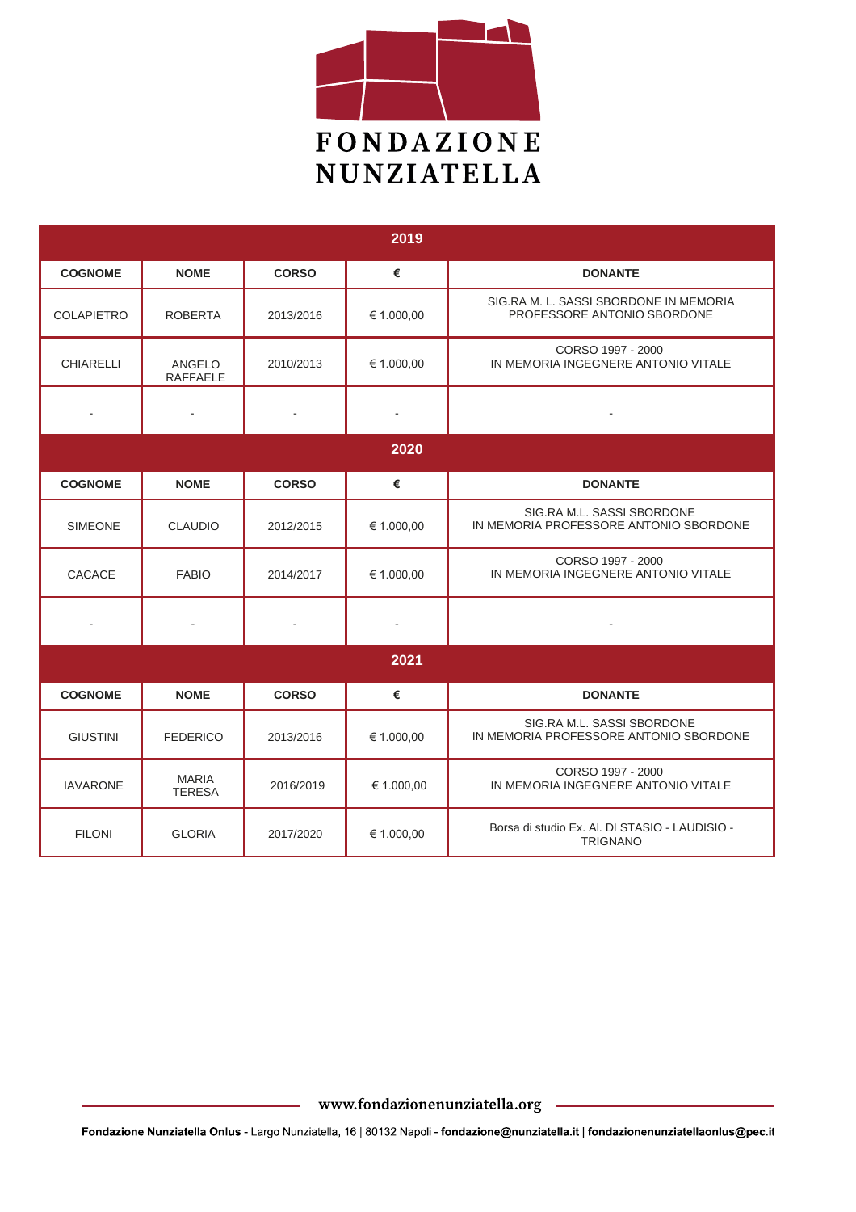FONDAZIONE NUNZIATELLA

| 2019 | | | | |
|---|---|---|---|---|
| **COGNOME** | **NOME** | **CORSO** | **€** | **DONANTE** |
| COLAPIETRO | ROBERTA | 2013/2016 | € 1.000,00 | SIG.RA M. L. SASSI SBORDONE IN MEMORIA PROFESSORE ANTONIO SBORDONE |
| CHIARELLI | ANGELO RAFFAELE | 2010/2013 | € 1.000,00 | CORSO 1997 - 2000 IN MEMORIA INGEGNERE ANTONIO VITALE |
| - | - | - | - | - |
| **2020** | | | | |
| **COGNOME** | **NOME** | **CORSO** | **€** | **DONANTE** |
| SIMEONE | CLAUDIO | 2012/2015 | € 1.000,00 | SIG.RA M.L. SASSI SBORDONE IN MEMORIA PROFESSORE ANTONIO SBORDONE |
| CACACE | FABIO | 2014/2017 | € 1.000,00 | CORSO 1997 - 2000 IN MEMORIA INGEGNERE ANTONIO VITALE |
| - | - | - | - | - |
| **2021** | | | | |
| **COGNOME** | **NOME** | **CORSO** | **€** | **DONANTE** |
| GIUSTINI | FEDERICO | 2013/2016 | € 1.000,00 | SIG.RA M.L. SASSI SBORDONE IN MEMORIA PROFESSORE ANTONIO SBORDONE |
| IAVARONE | MARIA TERESA | 2016/2019 | € 1.000,00 | CORSO 1997 - 2000 IN MEMORIA INGEGNERE ANTONIO VITALE |
| FILONI | GLORIA | 2017/2020 | € 1.000,00 | Borsa di studio Ex. Al. DI STASIO - LAUDISIO - TRIGNANO |

www.fondazionenunziatella.org

**Fondazione Nunziatella Onlus** - Largo Nunziatella, 16 | 80132 Napoli - **fondazione@nunziatella.it** | **fondazionenunziatellaonlus@pec.it**